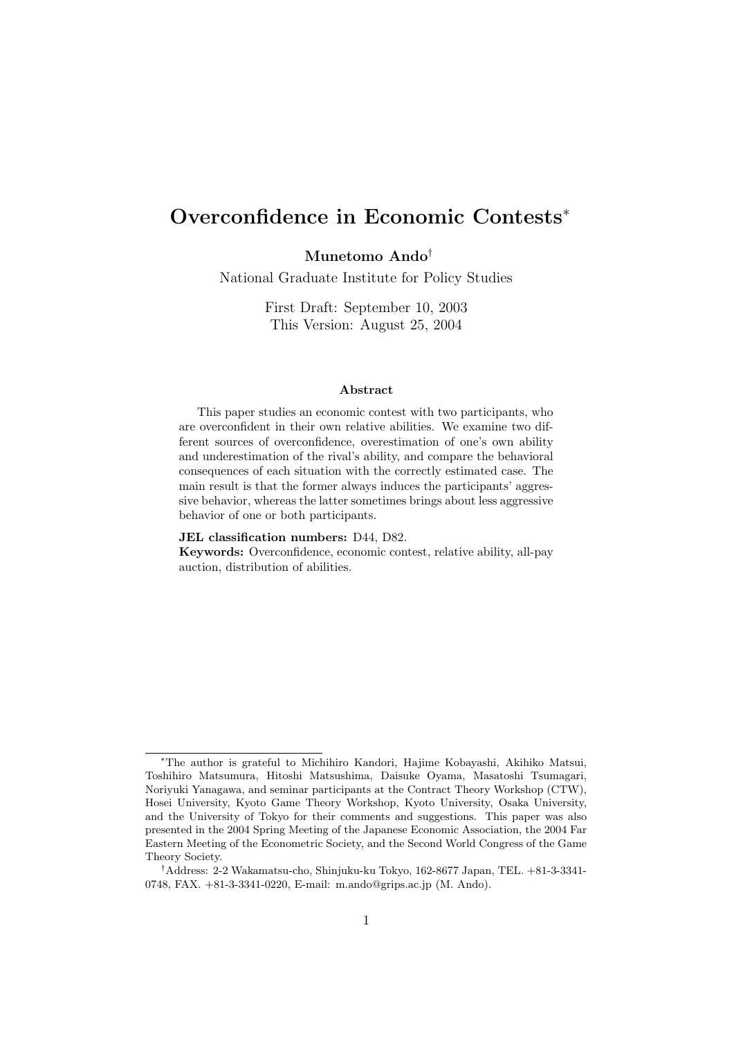# Overconfidence in Economic Contests[*]

**Munetomo Ando**[†]

National Graduate Institute for Policy Studies

First Draft: September 10, 2003
This Version: August 25, 2004

### Abstract

This paper studies an economic contest with two participants, who are overconfident in their own relative abilities. We examine two different sources of overconfidence, overestimation of one's own ability and underestimation of the rival's ability, and compare the behavioral consequences of each situation with the correctly estimated case. The main result is that the former always induces the participants' aggressive behavior, whereas the latter sometimes brings about less aggressive behavior of one or both participants.

**JEL classification numbers:** D44, D82.
**Keywords:** Overconfidence, economic contest, relative ability, all-pay auction, distribution of abilities.

---

[*]The author is grateful to Michihiro Kandori, Hajime Kobayashi, Akihiko Matsui, Toshihiro Matsumura, Hitoshi Matsushima, Daisuke Oyama, Masatoshi Tsumagari, Noriyuki Yanagawa, and seminar participants at the Contract Theory Workshop (CTW), Hosei University, Kyoto Game Theory Workshop, Kyoto University, Osaka University, and the University of Tokyo for their comments and suggestions. This paper was also presented in the 2004 Spring Meeting of the Japanese Economic Association, the 2004 Far Eastern Meeting of the Econometric Society, and the Second World Congress of the Game Theory Society.

[†]Address: 2-2 Wakamatsu-cho, Shinjuku-ku Tokyo, 162-8677 Japan, TEL. +81-3-3341-0748, FAX. +81-3-3341-0220, E-mail: m.ando@grips.ac.jp (M. Ando).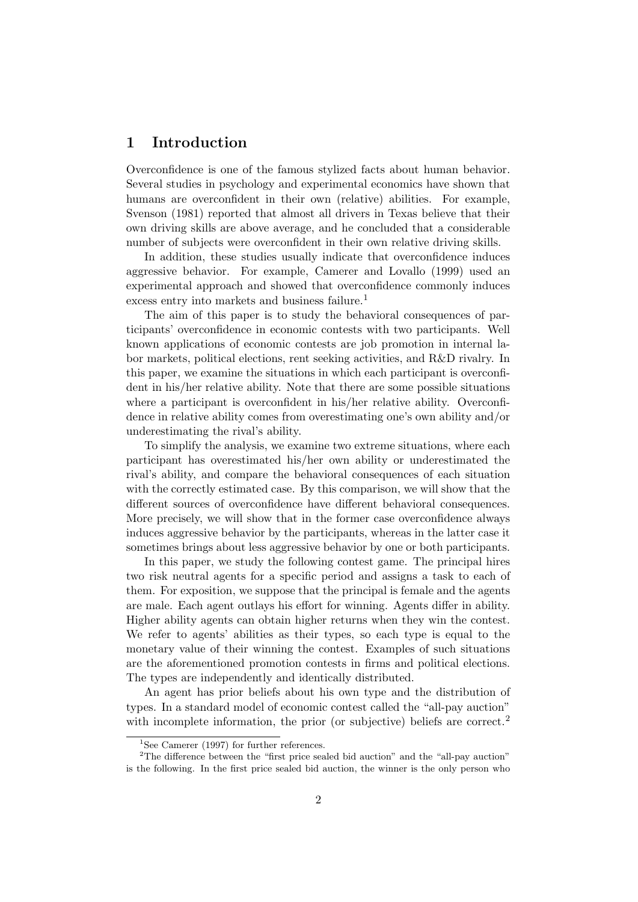# 1 Introduction

Overconfidence is one of the famous stylized facts about human behavior. Several studies in psychology and experimental economics have shown that humans are overconfident in their own (relative) abilities. For example, Svenson (1981) reported that almost all drivers in Texas believe that their own driving skills are above average, and he concluded that a considerable number of subjects were overconfident in their own relative driving skills.

In addition, these studies usually indicate that overconfidence induces aggressive behavior. For example, Camerer and Lovallo (1999) used an experimental approach and showed that overconfidence commonly induces excess entry into markets and business failure.[1]

The aim of this paper is to study the behavioral consequences of participants' overconfidence in economic contests with two participants. Well known applications of economic contests are job promotion in internal labor markets, political elections, rent seeking activities, and R&D rivalry. In this paper, we examine the situations in which each participant is overconfident in his/her relative ability. Note that there are some possible situations where a participant is overconfident in his/her relative ability. Overconfidence in relative ability comes from overestimating one's own ability and/or underestimating the rival's ability.

To simplify the analysis, we examine two extreme situations, where each participant has overestimated his/her own ability or underestimated the rival's ability, and compare the behavioral consequences of each situation with the correctly estimated case. By this comparison, we will show that the different sources of overconfidence have different behavioral consequences. More precisely, we will show that in the former case overconfidence always induces aggressive behavior by the participants, whereas in the latter case it sometimes brings about less aggressive behavior by one or both participants.

In this paper, we study the following contest game. The principal hires two risk neutral agents for a specific period and assigns a task to each of them. For exposition, we suppose that the principal is female and the agents are male. Each agent outlays his effort for winning. Agents differ in ability. Higher ability agents can obtain higher returns when they win the contest. We refer to agents' abilities as their types, so each type is equal to the monetary value of their winning the contest. Examples of such situations are the aforementioned promotion contests in firms and political elections. The types are independently and identically distributed.

An agent has prior beliefs about his own type and the distribution of types. In a standard model of economic contest called the "all-pay auction" with incomplete information, the prior (or subjective) beliefs are correct.[2]

[1] See Camerer (1997) for further references.

[2] The difference between the "first price sealed bid auction" and the "all-pay auction" is the following. In the first price sealed bid auction, the winner is the only person who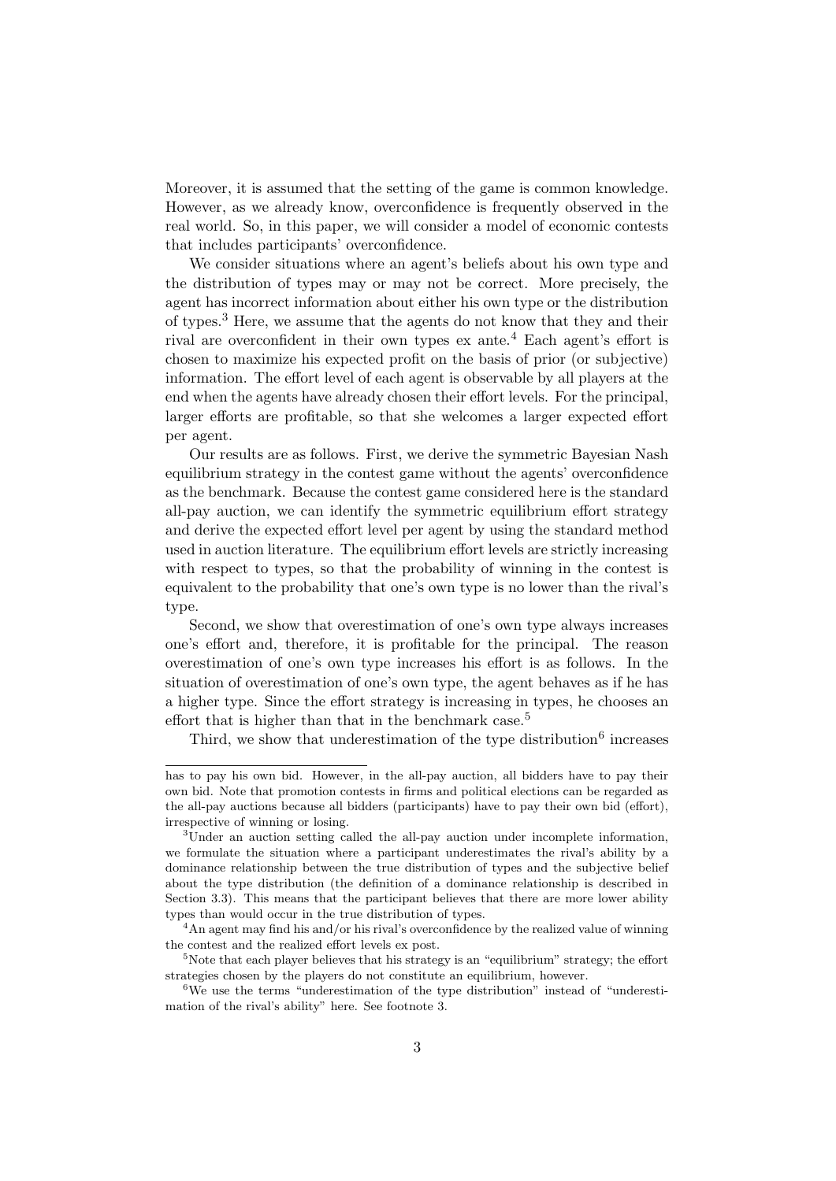Moreover, it is assumed that the setting of the game is common knowledge. However, as we already know, overconfidence is frequently observed in the real world. So, in this paper, we will consider a model of economic contests that includes participants' overconfidence.

We consider situations where an agent's beliefs about his own type and the distribution of types may or may not be correct. More precisely, the agent has incorrect information about either his own type or the distribution of types.[3] Here, we assume that the agents do not know that they and their rival are overconfident in their own types ex ante.[4] Each agent's effort is chosen to maximize his expected profit on the basis of prior (or subjective) information. The effort level of each agent is observable by all players at the end when the agents have already chosen their effort levels. For the principal, larger efforts are profitable, so that she welcomes a larger expected effort per agent.

Our results are as follows. First, we derive the symmetric Bayesian Nash equilibrium strategy in the contest game without the agents' overconfidence as the benchmark. Because the contest game considered here is the standard all-pay auction, we can identify the symmetric equilibrium effort strategy and derive the expected effort level per agent by using the standard method used in auction literature. The equilibrium effort levels are strictly increasing with respect to types, so that the probability of winning in the contest is equivalent to the probability that one's own type is no lower than the rival's type.

Second, we show that overestimation of one's own type always increases one's effort and, therefore, it is profitable for the principal. The reason overestimation of one's own type increases his effort is as follows. In the situation of overestimation of one's own type, the agent behaves as if he has a higher type. Since the effort strategy is increasing in types, he chooses an effort that is higher than that in the benchmark case.[5]

Third, we show that underestimation of the type distribution[6] increases

---

has to pay his own bid. However, in the all-pay auction, all bidders have to pay their own bid. Note that promotion contests in firms and political elections can be regarded as the all-pay auctions because all bidders (participants) have to pay their own bid (effort), irrespective of winning or losing.

[3]Under an auction setting called the all-pay auction under incomplete information, we formulate the situation where a participant underestimates the rival's ability by a dominance relationship between the true distribution of types and the subjective belief about the type distribution (the definition of a dominance relationship is described in Section 3.3). This means that the participant believes that there are more lower ability types than would occur in the true distribution of types.

[4]An agent may find his and/or his rival's overconfidence by the realized value of winning the contest and the realized effort levels ex post.

[5]Note that each player believes that his strategy is an "equilibrium" strategy; the effort strategies chosen by the players do not constitute an equilibrium, however.

[6]We use the terms "underestimation of the type distribution" instead of "underestimation of the rival's ability" here. See footnote 3.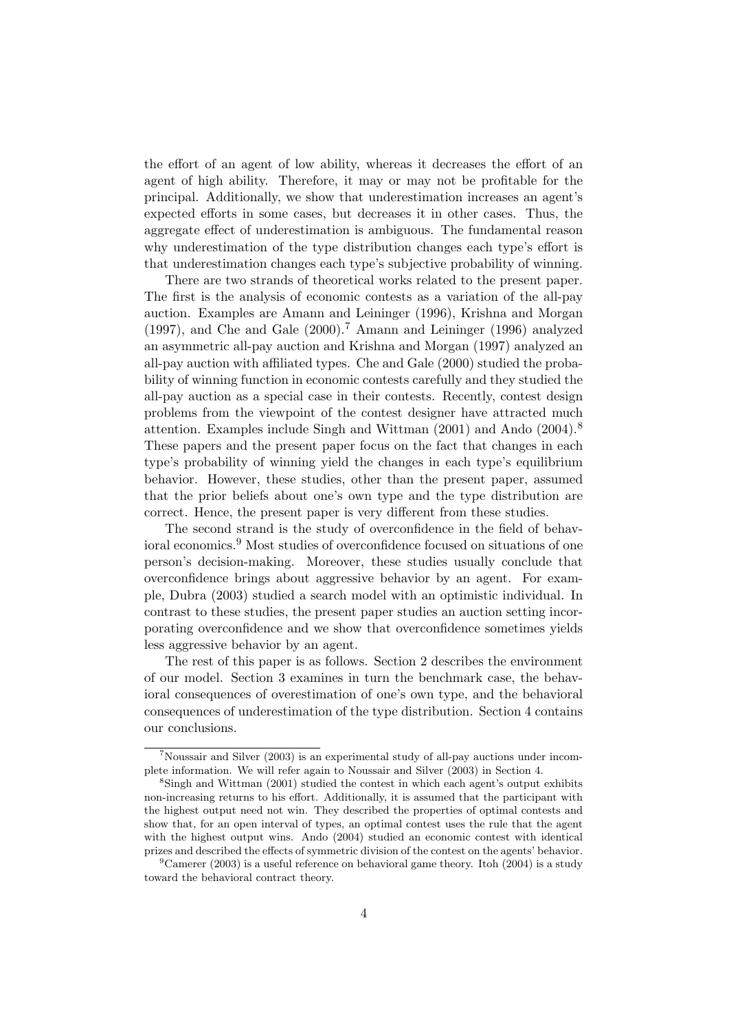the effort of an agent of low ability, whereas it decreases the effort of an agent of high ability. Therefore, it may or may not be profitable for the principal. Additionally, we show that underestimation increases an agent's expected efforts in some cases, but decreases it in other cases. Thus, the aggregate effect of underestimation is ambiguous. The fundamental reason why underestimation of the type distribution changes each type's effort is that underestimation changes each type's subjective probability of winning.

There are two strands of theoretical works related to the present paper. The first is the analysis of economic contests as a variation of the all-pay auction. Examples are Amann and Leininger (1996), Krishna and Morgan (1997), and Che and Gale (2000).[7] Amann and Leininger (1996) analyzed an asymmetric all-pay auction and Krishna and Morgan (1997) analyzed an all-pay auction with affiliated types. Che and Gale (2000) studied the probability of winning function in economic contests carefully and they studied the all-pay auction as a special case in their contests. Recently, contest design problems from the viewpoint of the contest designer have attracted much attention. Examples include Singh and Wittman (2001) and Ando (2004).[8] These papers and the present paper focus on the fact that changes in each type's probability of winning yield the changes in each type's equilibrium behavior. However, these studies, other than the present paper, assumed that the prior beliefs about one's own type and the type distribution are correct. Hence, the present paper is very different from these studies.

The second strand is the study of overconfidence in the field of behavioral economics.[9] Most studies of overconfidence focused on situations of one person's decision-making. Moreover, these studies usually conclude that overconfidence brings about aggressive behavior by an agent. For example, Dubra (2003) studied a search model with an optimistic individual. In contrast to these studies, the present paper studies an auction setting incorporating overconfidence and we show that overconfidence sometimes yields less aggressive behavior by an agent.

The rest of this paper is as follows. Section 2 describes the environment of our model. Section 3 examines in turn the benchmark case, the behavioral consequences of overestimation of one's own type, and the behavioral consequences of underestimation of the type distribution. Section 4 contains our conclusions.

---

[7] Noussair and Silver (2003) is an experimental study of all-pay auctions under incomplete information. We will refer again to Noussair and Silver (2003) in Section 4.

[8] Singh and Wittman (2001) studied the contest in which each agent's output exhibits non-increasing returns to his effort. Additionally, it is assumed that the participant with the highest output need not win. They described the properties of optimal contests and show that, for an open interval of types, an optimal contest uses the rule that the agent with the highest output wins. Ando (2004) studied an economic contest with identical prizes and described the effects of symmetric division of the contest on the agents' behavior.

[9] Camerer (2003) is a useful reference on behavioral game theory. Itoh (2004) is a study toward the behavioral contract theory.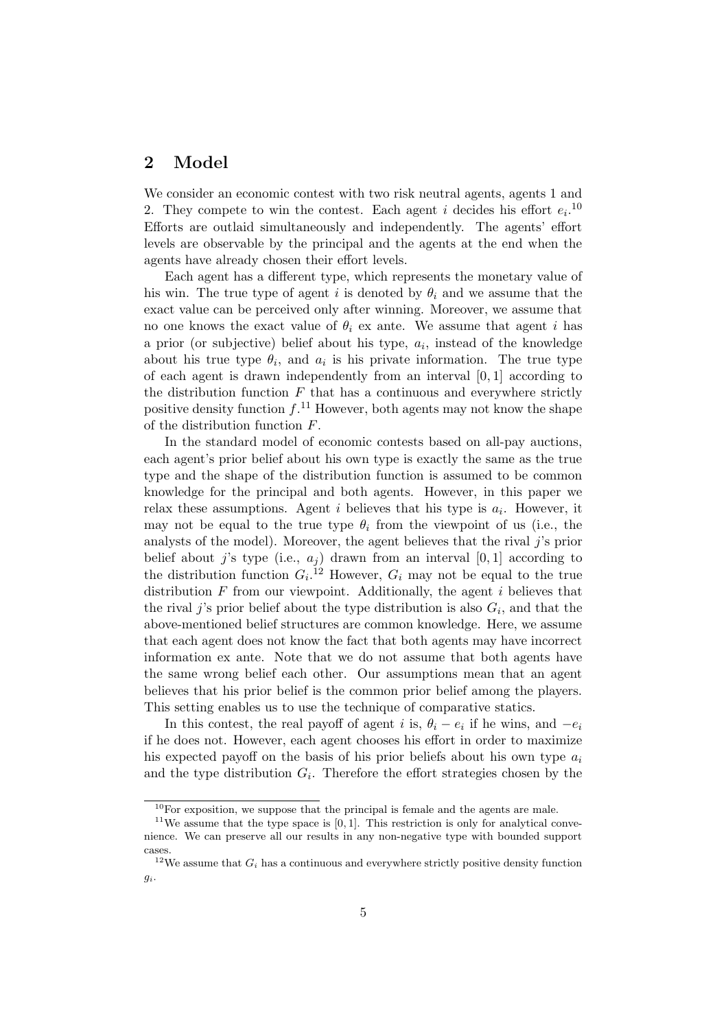## 2 Model

We consider an economic contest with two risk neutral agents, agents 1 and 2. They compete to win the contest. Each agent $i$ decides his effort $e_i$.[10] Efforts are outlaid simultaneously and independently. The agents' effort levels are observable by the principal and the agents at the end when the agents have already chosen their effort levels.

Each agent has a different type, which represents the monetary value of his win. The true type of agent $i$ is denoted by $\theta_i$ and we assume that the exact value can be perceived only after winning. Moreover, we assume that no one knows the exact value of $\theta_i$ ex ante. We assume that agent $i$ has a prior (or subjective) belief about his type, $a_i$, instead of the knowledge about his true type $\theta_i$, and $a_i$ is his private information. The true type of each agent is drawn independently from an interval $[0, 1]$ according to the distribution function $F$ that has a continuous and everywhere strictly positive density function $f$.[11] However, both agents may not know the shape of the distribution function $F$.

In the standard model of economic contests based on all-pay auctions, each agent's prior belief about his own type is exactly the same as the true type and the shape of the distribution function is assumed to be common knowledge for the principal and both agents. However, in this paper we relax these assumptions. Agent $i$ believes that his type is $a_i$. However, it may not be equal to the true type $\theta_i$ from the viewpoint of us (i.e., the analysts of the model). Moreover, the agent believes that the rival $j$'s prior belief about $j$'s type (i.e., $a_j$) drawn from an interval $[0, 1]$ according to the distribution function $G_i$.[12] However, $G_i$ may not be equal to the true distribution $F$ from our viewpoint. Additionally, the agent $i$ believes that the rival $j$'s prior belief about the type distribution is also $G_i$, and that the above-mentioned belief structures are common knowledge. Here, we assume that each agent does not know the fact that both agents may have incorrect information ex ante. Note that we do not assume that both agents have the same wrong belief each other. Our assumptions mean that an agent believes that his prior belief is the common prior belief among the players. This setting enables us to use the technique of comparative statics.

In this contest, the real payoff of agent $i$ is, $\theta_i - e_i$ if he wins, and $-e_i$ if he does not. However, each agent chooses his effort in order to maximize his expected payoff on the basis of his prior beliefs about his own type $a_i$ and the type distribution $G_i$. Therefore the effort strategies chosen by the

[10] For exposition, we suppose that the principal is female and the agents are male.

[11] We assume that the type space is $[0, 1]$. This restriction is only for analytical convenience. We can preserve all our results in any non-negative type with bounded support cases.

[12] We assume that $G_i$ has a continuous and everywhere strictly positive density function $g_i$.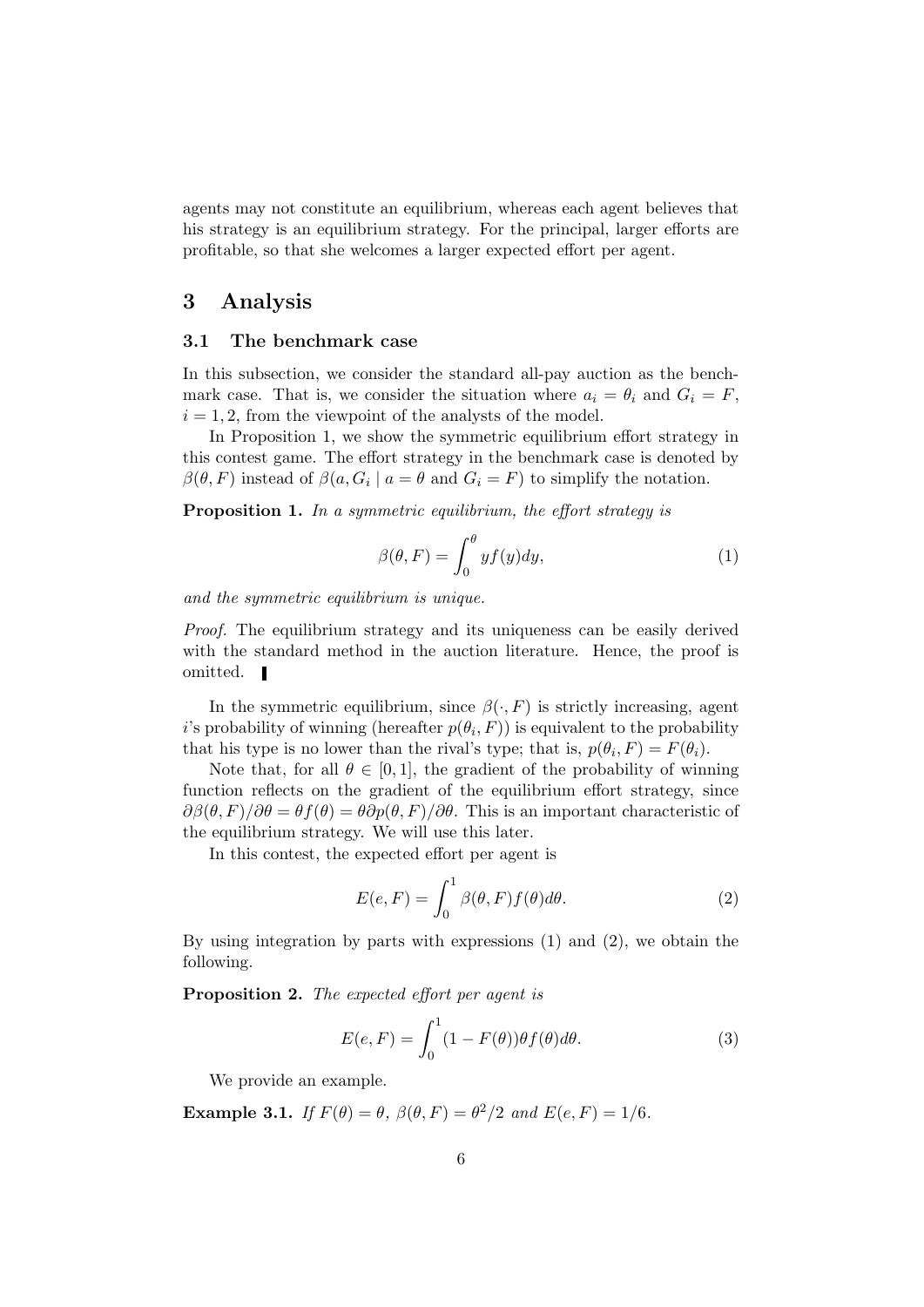agents may not constitute an equilibrium, whereas each agent believes that his strategy is an equilibrium strategy. For the principal, larger efforts are profitable, so that she welcomes a larger expected effort per agent.

# 3 Analysis

## 3.1 The benchmark case

In this subsection, we consider the standard all-pay auction as the benchmark case. That is, we consider the situation where $a_i = \theta_i$ and $G_i = F$, $i = 1, 2$, from the viewpoint of the analysts of the model.

In Proposition 1, we show the symmetric equilibrium effort strategy in this contest game. The effort strategy in the benchmark case is denoted by $\beta(\theta, F)$ instead of $\beta(a, G_i \mid a = \theta \text{ and } G_i = F)$ to simplify the notation.

**Proposition 1.** *In a symmetric equilibrium, the effort strategy is*

$$\beta(\theta, F) = \int_0^\theta y f(y) dy, \tag{1}$$

*and the symmetric equilibrium is unique.*

*Proof.* The equilibrium strategy and its uniqueness can be easily derived with the standard method in the auction literature. Hence, the proof is omitted. ∎

In the symmetric equilibrium, since $\beta(\cdot, F)$ is strictly increasing, agent $i$'s probability of winning (hereafter $p(\theta_i, F)$) is equivalent to the probability that his type is no lower than the rival's type; that is, $p(\theta_i, F) = F(\theta_i)$.

Note that, for all $\theta \in [0, 1]$, the gradient of the probability of winning function reflects on the gradient of the equilibrium effort strategy, since $\partial\beta(\theta, F)/\partial\theta = \theta f(\theta) = \theta \partial p(\theta, F)/\partial\theta$. This is an important characteristic of the equilibrium strategy. We will use this later.

In this contest, the expected effort per agent is

$$E(e, F) = \int_0^1 \beta(\theta, F) f(\theta) d\theta. \tag{2}$$

By using integration by parts with expressions (1) and (2), we obtain the following.

**Proposition 2.** *The expected effort per agent is*

$$E(e, F) = \int_0^1 (1 - F(\theta))\theta f(\theta) d\theta. \tag{3}$$

We provide an example.

**Example 3.1.** *If $F(\theta) = \theta$, $\beta(\theta, F) = \theta^2/2$ and $E(e, F) = 1/6$.*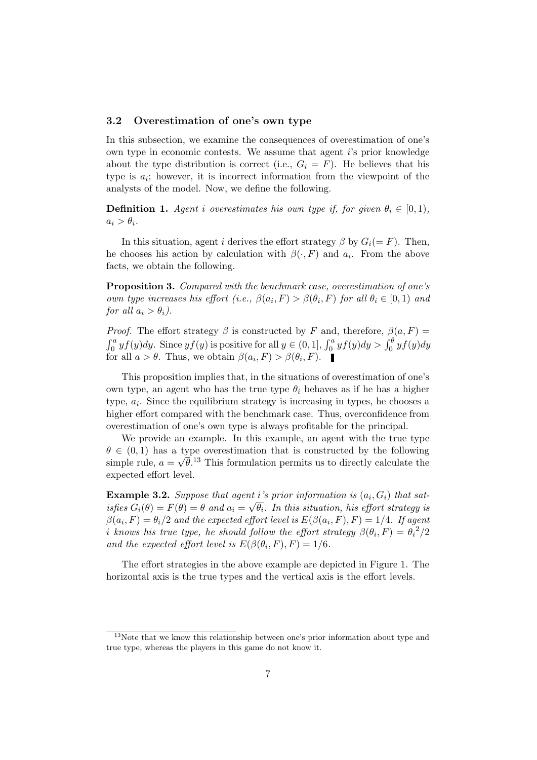### 3.2 Overestimation of one's own type

In this subsection, we examine the consequences of overestimation of one's own type in economic contests. We assume that agent $i$'s prior knowledge about the type distribution is correct (i.e., $G_i = F$). He believes that his type is $a_i$; however, it is incorrect information from the viewpoint of the analysts of the model. Now, we define the following.

**Definition 1.** *Agent $i$ overestimates his own type if, for given $\theta_i \in [0, 1)$, $a_i > \theta_i$.*

In this situation, agent $i$ derives the effort strategy $\beta$ by $G_i (= F)$. Then, he chooses his action by calculation with $\beta(\cdot, F)$ and $a_i$. From the above facts, we obtain the following.

**Proposition 3.** *Compared with the benchmark case, overestimation of one's own type increases his effort (i.e., $\beta(a_i, F) > \beta(\theta_i, F)$ for all $\theta_i \in [0, 1)$ and for all $a_i > \theta_i$).*

*Proof.* The effort strategy $\beta$ is constructed by $F$ and, therefore, $\beta(a, F) = \int_0^a yf(y)dy$. Since $yf(y)$ is positive for all $y \in (0, 1]$, $\int_0^a yf(y)dy > \int_0^\theta yf(y)dy$ for all $a > \theta$. Thus, we obtain $\beta(a_i, F) > \beta(\theta_i, F)$. ∎

This proposition implies that, in the situations of overestimation of one's own type, an agent who has the true type $\theta_i$ behaves as if he has a higher type, $a_i$. Since the equilibrium strategy is increasing in types, he chooses a higher effort compared with the benchmark case. Thus, overconfidence from overestimation of one's own type is always profitable for the principal.

We provide an example. In this example, an agent with the true type $\theta \in (0, 1)$ has a type overestimation that is constructed by the following simple rule, $a = \sqrt{\theta}$.[13] This formulation permits us to directly calculate the expected effort level.

**Example 3.2.** *Suppose that agent $i$'s prior information is $(a_i, G_i)$ that satisfies $G_i(\theta) = F(\theta) = \theta$ and $a_i = \sqrt{\theta_i}$. In this situation, his effort strategy is $\beta(a_i, F) = \theta_i/2$ and the expected effort level is $E(\beta(a_i, F), F) = 1/4$. If agent $i$ knows his true type, he should follow the effort strategy $\beta(\theta_i, F) = {\theta_i}^2/2$ and the expected effort level is $E(\beta(\theta_i, F), F) = 1/6$.*

The effort strategies in the above example are depicted in Figure 1. The horizontal axis is the true types and the vertical axis is the effort levels.

[13] Note that we know this relationship between one's prior information about type and true type, whereas the players in this game do not know it.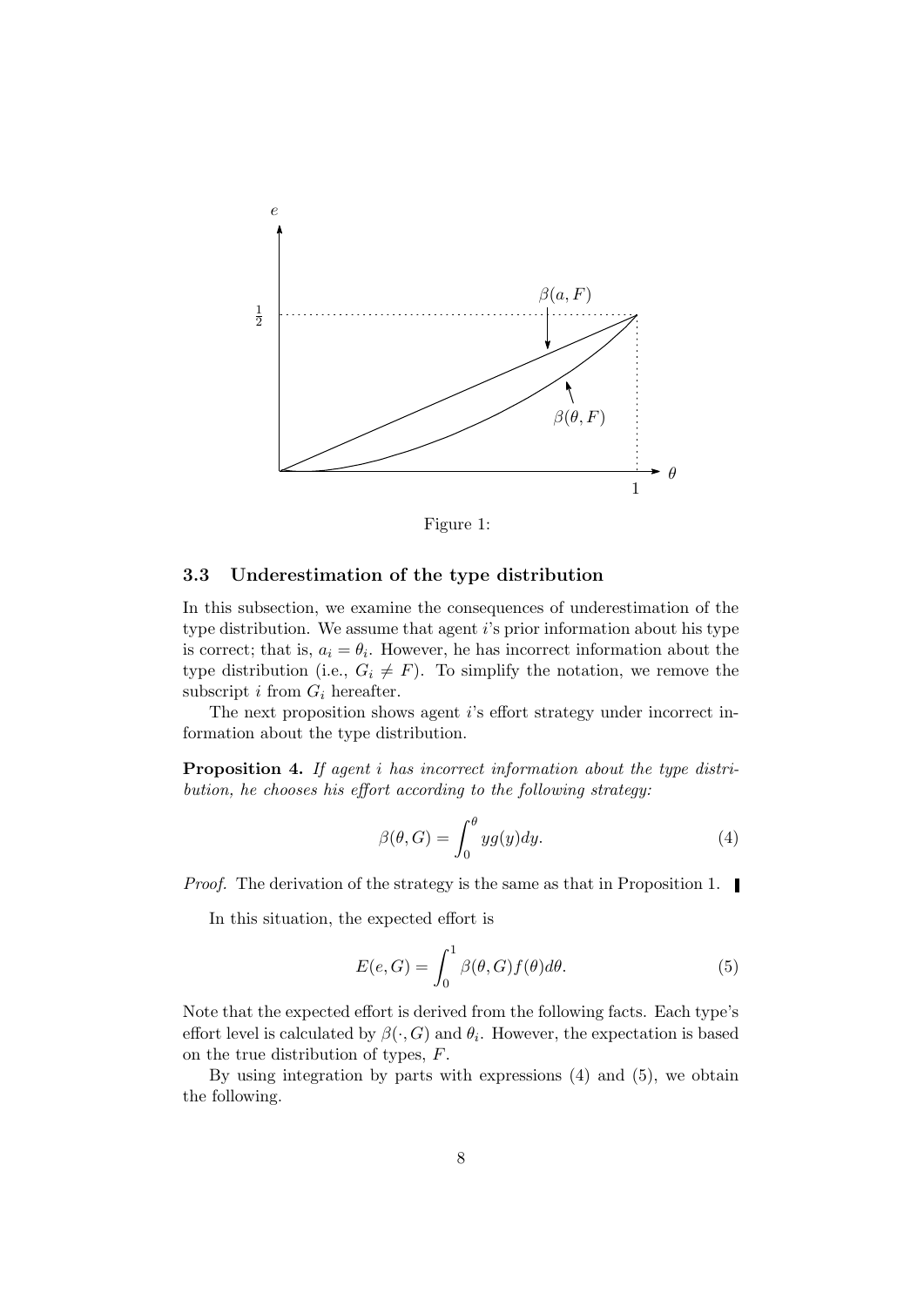Figure 1:

### 3.3 Underestimation of the type distribution

In this subsection, we examine the consequences of underestimation of the type distribution. We assume that agent $i$'s prior information about his type is correct; that is, $a_i = \theta_i$. However, he has incorrect information about the type distribution (i.e., $G_i \neq F$). To simplify the notation, we remove the subscript $i$ from $G_i$ hereafter.

The next proposition shows agent $i$'s effort strategy under incorrect information about the type distribution.

**Proposition 4.** *If agent $i$ has incorrect information about the type distribution, he chooses his effort according to the following strategy:*

$$\beta(\theta, G) = \int_0^\theta y g(y) dy. \tag{4}$$

*Proof.* The derivation of the strategy is the same as that in Proposition 1. ∎

In this situation, the expected effort is

$$E(e, G) = \int_0^1 \beta(\theta, G) f(\theta) d\theta. \tag{5}$$

Note that the expected effort is derived from the following facts. Each type's effort level is calculated by $\beta(\cdot, G)$ and $\theta_i$. However, the expectation is based on the true distribution of types, $F$.

By using integration by parts with expressions (4) and (5), we obtain the following.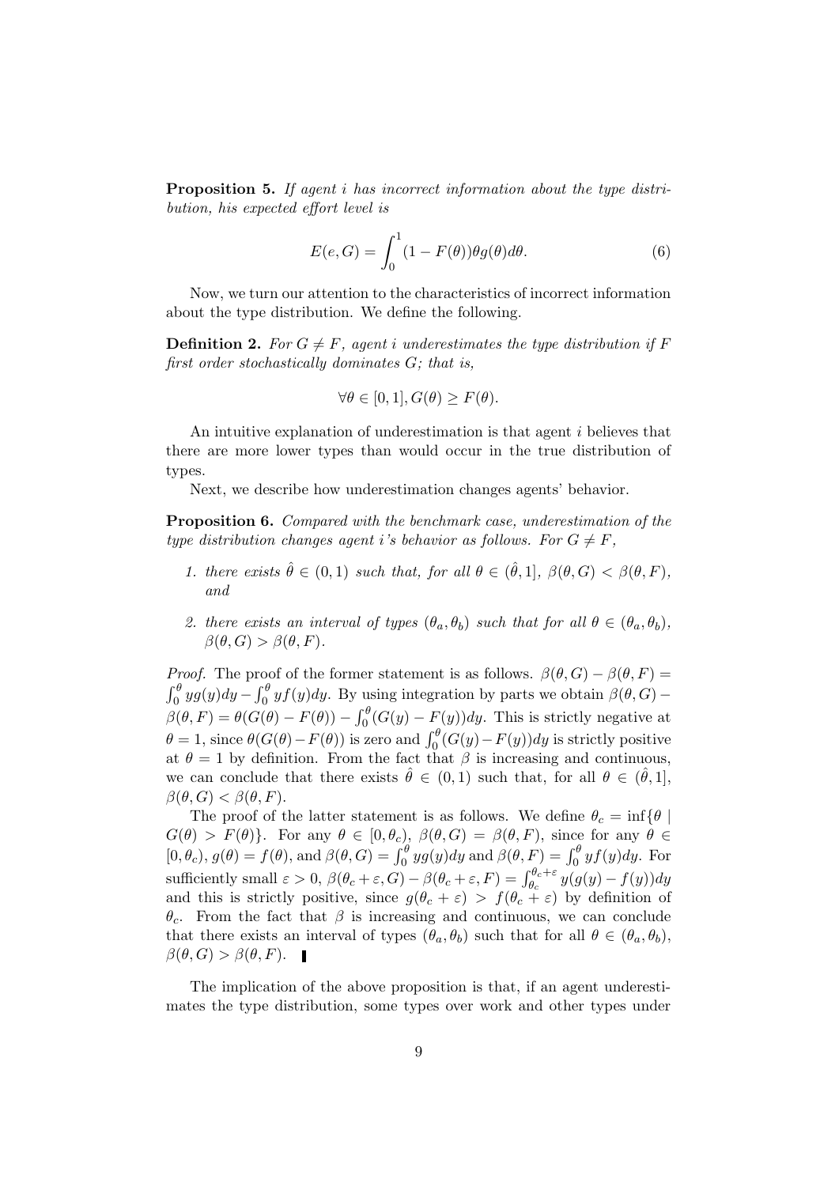**Proposition 5.** *If agent $i$ has incorrect information about the type distribution, his expected effort level is*

$$E(e, G) = \int_0^1 (1 - F(\theta))\theta g(\theta) d\theta. \tag{6}$$

Now, we turn our attention to the characteristics of incorrect information about the type distribution. We define the following.

**Definition 2.** *For $G \neq F$, agent $i$ underestimates the type distribution if $F$ first order stochastically dominates $G$; that is,*

$$\forall \theta \in [0, 1], G(\theta) \geq F(\theta).$$

An intuitive explanation of underestimation is that agent $i$ believes that there are more lower types than would occur in the true distribution of types.

Next, we describe how underestimation changes agents' behavior.

**Proposition 6.** *Compared with the benchmark case, underestimation of the type distribution changes agent $i$'s behavior as follows. For $G \neq F$,*

1. *there exists $\hat{\theta} \in (0, 1)$ such that, for all $\theta \in (\hat{\theta}, 1]$, $\beta(\theta, G) < \beta(\theta, F)$, and*
2. *there exists an interval of types $(\theta_a, \theta_b)$ such that for all $\theta \in (\theta_a, \theta_b)$, $\beta(\theta, G) > \beta(\theta, F)$.*

*Proof.* The proof of the former statement is as follows. $\beta(\theta, G) - \beta(\theta, F) = \int_0^\theta y g(y) dy - \int_0^\theta y f(y) dy$. By using integration by parts we obtain $\beta(\theta, G) - \beta(\theta, F) = \theta(G(\theta) - F(\theta)) - \int_0^\theta (G(y) - F(y)) dy$. This is strictly negative at $\theta = 1$, since $\theta(G(\theta) - F(\theta))$ is zero and $\int_0^\theta (G(y) - F(y)) dy$ is strictly positive at $\theta = 1$ by definition. From the fact that $\beta$ is increasing and continuous, we can conclude that there exists $\hat{\theta} \in (0, 1)$ such that, for all $\theta \in (\hat{\theta}, 1]$, $\beta(\theta, G) < \beta(\theta, F)$.

The proof of the latter statement is as follows. We define $\theta_c = \inf\{\theta \mid G(\theta) > F(\theta)\}$. For any $\theta \in [0, \theta_c)$, $\beta(\theta, G) = \beta(\theta, F)$, since for any $\theta \in [0, \theta_c)$, $g(\theta) = f(\theta)$, and $\beta(\theta, G) = \int_0^\theta y g(y) dy$ and $\beta(\theta, F) = \int_0^\theta y f(y) dy$. For sufficiently small $\varepsilon > 0$, $\beta(\theta_c + \varepsilon, G) - \beta(\theta_c + \varepsilon, F) = \int_{\theta_c}^{\theta_c + \varepsilon} y(g(y) - f(y)) dy$ and this is strictly positive, since $g(\theta_c + \varepsilon) > f(\theta_c + \varepsilon)$ by definition of $\theta_c$. From the fact that $\beta$ is increasing and continuous, we can conclude that there exists an interval of types $(\theta_a, \theta_b)$ such that for all $\theta \in (\theta_a, \theta_b)$, $\beta(\theta, G) > \beta(\theta, F)$. ∎

The implication of the above proposition is that, if an agent underestimates the type distribution, some types over work and other types under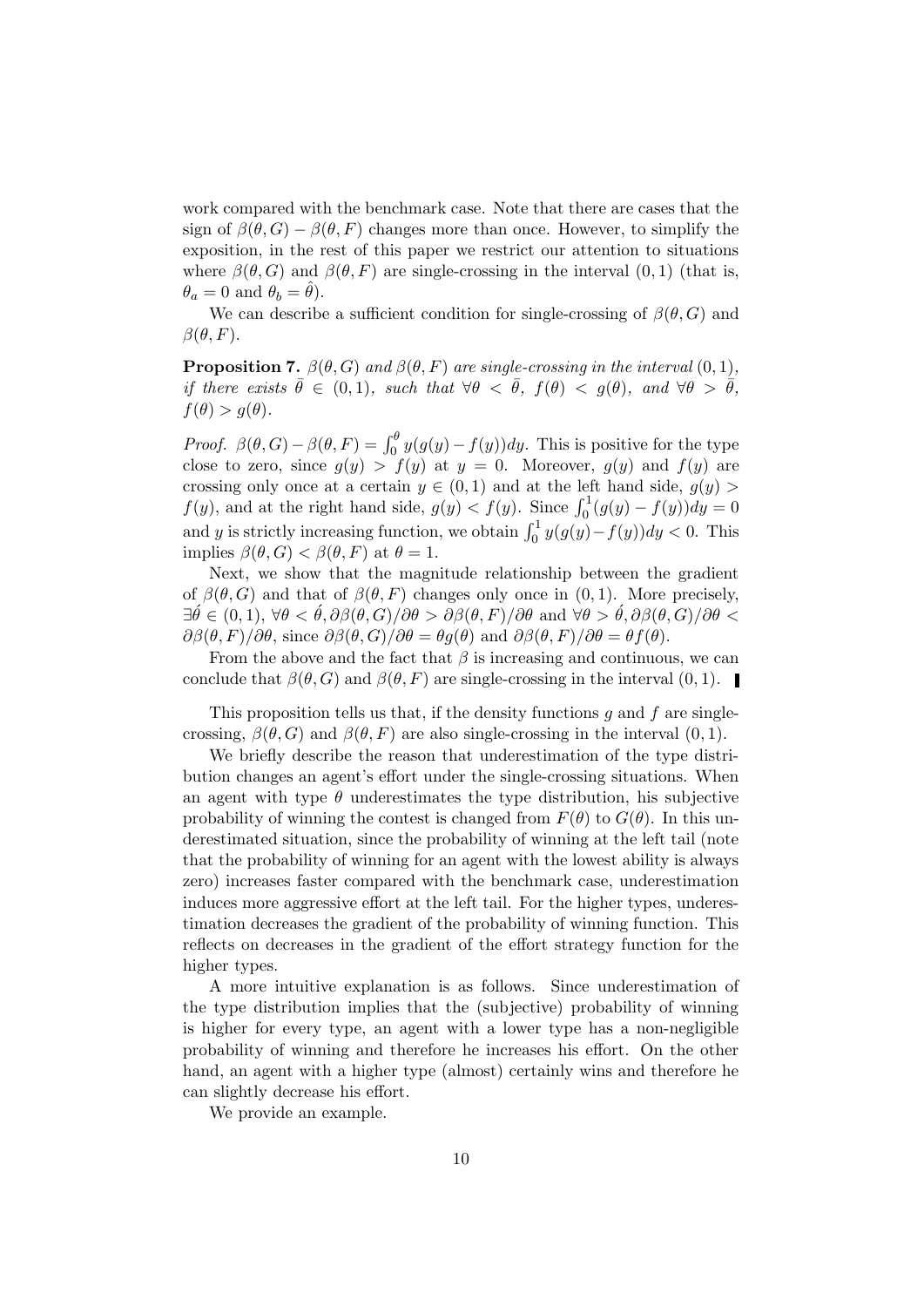work compared with the benchmark case. Note that there are cases that the sign of $\beta(\theta, G) - \beta(\theta, F)$ changes more than once. However, to simplify the exposition, in the rest of this paper we restrict our attention to situations where $\beta(\theta, G)$ and $\beta(\theta, F)$ are single-crossing in the interval $(0, 1)$ (that is, $\theta_a = 0$ and $\theta_b = \hat{\theta}$).

We can describe a sufficient condition for single-crossing of $\beta(\theta, G)$ and $\beta(\theta, F)$.

**Proposition 7.** *$\beta(\theta, G)$ and $\beta(\theta, F)$ are single-crossing in the interval $(0, 1)$, if there exists $\bar{\theta} \in (0, 1)$, such that $\forall \theta < \bar{\theta}$, $f(\theta) < g(\theta)$, and $\forall \theta > \bar{\theta}$, $f(\theta) > g(\theta)$.*

*Proof.* $\beta(\theta, G) - \beta(\theta, F) = \int_0^\theta y(g(y) - f(y))dy$. This is positive for the type close to zero, since $g(y) > f(y)$ at $y = 0$. Moreover, $g(y)$ and $f(y)$ are crossing only once at a certain $y \in (0, 1)$ and at the left hand side, $g(y) > f(y)$, and at the right hand side, $g(y) < f(y)$. Since $\int_0^1 (g(y) - f(y))dy = 0$ and $y$ is strictly increasing function, we obtain $\int_0^1 y(g(y) - f(y))dy < 0$. This implies $\beta(\theta, G) < \beta(\theta, F)$ at $\theta = 1$.

Next, we show that the magnitude relationship between the gradient of $\beta(\theta, G)$ and that of $\beta(\theta, F)$ changes only once in $(0, 1)$. More precisely, $\exists \acute{\theta} \in (0, 1)$, $\forall \theta < \acute{\theta}, \partial\beta(\theta, G)/\partial\theta > \partial\beta(\theta, F)/\partial\theta$ and $\forall \theta > \acute{\theta}, \partial\beta(\theta, G)/\partial\theta < \partial\beta(\theta, F)/\partial\theta$, since $\partial\beta(\theta, G)/\partial\theta = \theta g(\theta)$ and $\partial\beta(\theta, F)/\partial\theta = \theta f(\theta)$.

From the above and the fact that $\beta$ is increasing and continuous, we can conclude that $\beta(\theta, G)$ and $\beta(\theta, F)$ are single-crossing in the interval $(0, 1)$. ∎

This proposition tells us that, if the density functions $g$ and $f$ are single-crossing, $\beta(\theta, G)$ and $\beta(\theta, F)$ are also single-crossing in the interval $(0, 1)$.

We briefly describe the reason that underestimation of the type distribution changes an agent's effort under the single-crossing situations. When an agent with type $\theta$ underestimates the type distribution, his subjective probability of winning the contest is changed from $F(\theta)$ to $G(\theta)$. In this underestimated situation, since the probability of winning at the left tail (note that the probability of winning for an agent with the lowest ability is always zero) increases faster compared with the benchmark case, underestimation induces more aggressive effort at the left tail. For the higher types, underestimation decreases the gradient of the probability of winning function. This reflects on decreases in the gradient of the effort strategy function for the higher types.

A more intuitive explanation is as follows. Since underestimation of the type distribution implies that the (subjective) probability of winning is higher for every type, an agent with a lower type has a non-negligible probability of winning and therefore he increases his effort. On the other hand, an agent with a higher type (almost) certainly wins and therefore he can slightly decrease his effort.

We provide an example.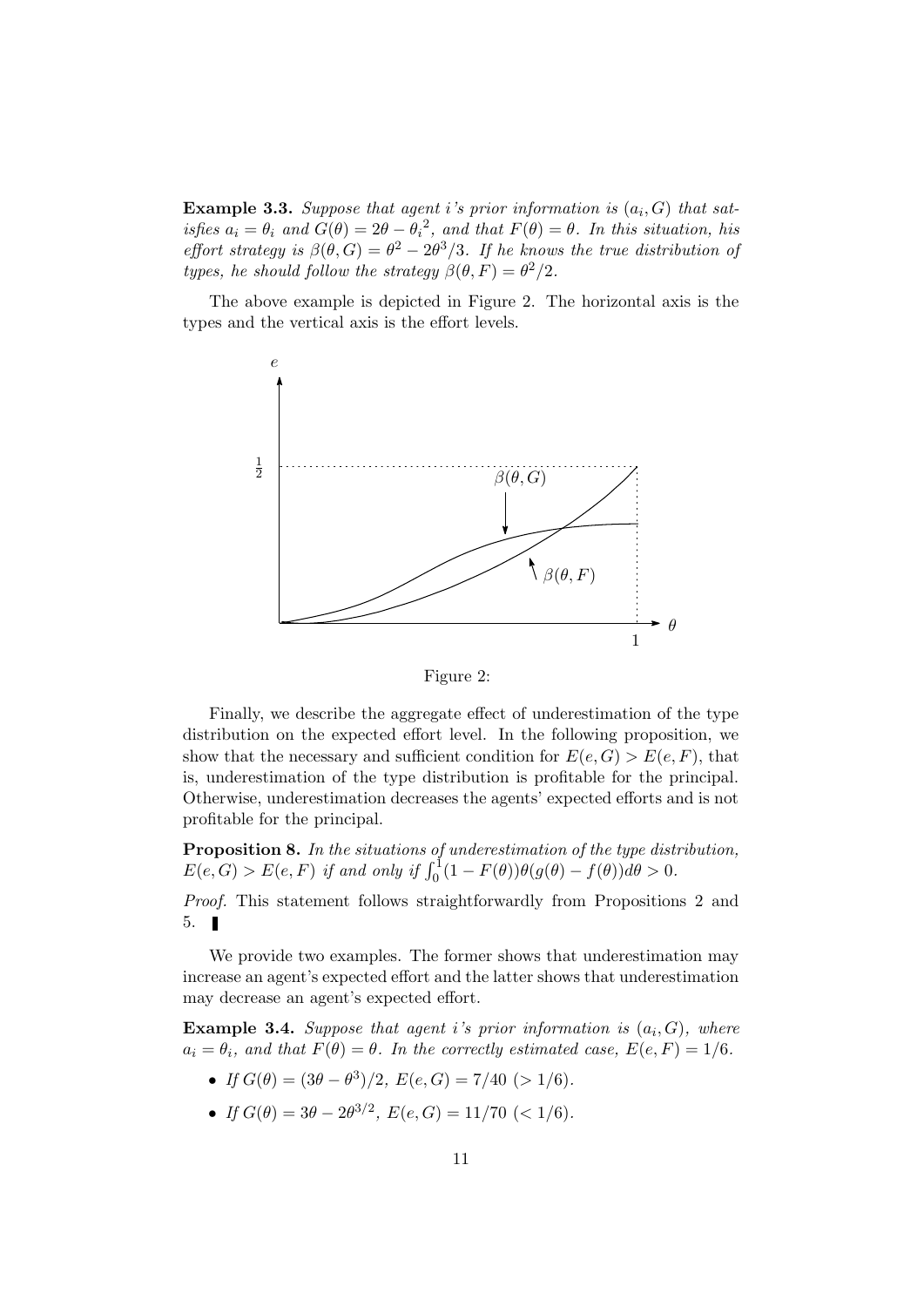**Example 3.3.** *Suppose that agent i's prior information is $(a_i, G)$ that satisfies $a_i = \theta_i$ and $G(\theta) = 2\theta - \theta_i{}^2$, and that $F(\theta) = \theta$. In this situation, his effort strategy is $\beta(\theta, G) = \theta^2 - 2\theta^3/3$. If he knows the true distribution of types, he should follow the strategy $\beta(\theta, F) = \theta^2/2$.*

The above example is depicted in Figure 2. The horizontal axis is the types and the vertical axis is the effort levels.

Figure 2:

Finally, we describe the aggregate effect of underestimation of the type distribution on the expected effort level. In the following proposition, we show that the necessary and sufficient condition for $E(e, G) > E(e, F)$, that is, underestimation of the type distribution is profitable for the principal. Otherwise, underestimation decreases the agents' expected efforts and is not profitable for the principal.

**Proposition 8.** *In the situations of underestimation of the type distribution, $E(e, G) > E(e, F)$ if and only if $\int_0^1 (1 - F(\theta))\theta(g(\theta) - f(\theta))d\theta > 0$.*

*Proof.* This statement follows straightforwardly from Propositions 2 and 5. ∎

We provide two examples. The former shows that underestimation may increase an agent's expected effort and the latter shows that underestimation may decrease an agent's expected effort.

**Example 3.4.** *Suppose that agent i's prior information is $(a_i, G)$, where $a_i = \theta_i$, and that $F(\theta) = \theta$. In the correctly estimated case, $E(e, F) = 1/6$.*

- *If $G(\theta) = (3\theta - \theta^3)/2$, $E(e, G) = 7/40$ $(> 1/6)$.*
- *If $G(\theta) = 3\theta - 2\theta^{3/2}$, $E(e, G) = 11/70$ $(< 1/6)$.*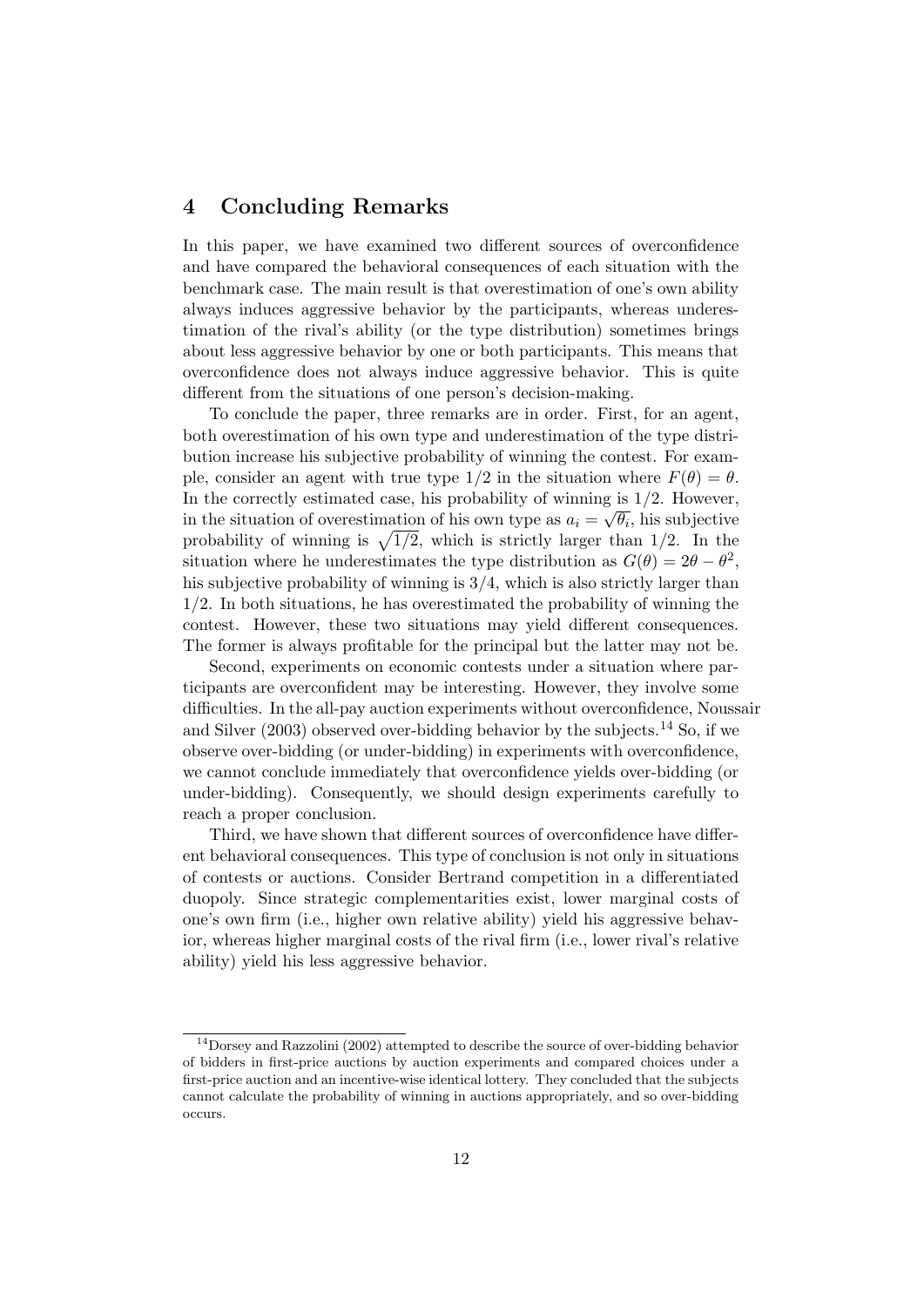## 4 Concluding Remarks

In this paper, we have examined two different sources of overconfidence and have compared the behavioral consequences of each situation with the benchmark case. The main result is that overestimation of one's own ability always induces aggressive behavior by the participants, whereas underestimation of the rival's ability (or the type distribution) sometimes brings about less aggressive behavior by one or both participants. This means that overconfidence does not always induce aggressive behavior. This is quite different from the situations of one person's decision-making.

To conclude the paper, three remarks are in order. First, for an agent, both overestimation of his own type and underestimation of the type distribution increase his subjective probability of winning the contest. For example, consider an agent with true type $1/2$ in the situation where $F(\theta) = \theta$. In the correctly estimated case, his probability of winning is $1/2$. However, in the situation of overestimation of his own type as $a_i = \sqrt{\theta_i}$, his subjective probability of winning is $\sqrt{1/2}$, which is strictly larger than $1/2$. In the situation where he underestimates the type distribution as $G(\theta) = 2\theta - \theta^2$, his subjective probability of winning is $3/4$, which is also strictly larger than $1/2$. In both situations, he has overestimated the probability of winning the contest. However, these two situations may yield different consequences. The former is always profitable for the principal but the latter may not be.

Second, experiments on economic contests under a situation where participants are overconfident may be interesting. However, they involve some difficulties. In the all-pay auction experiments without overconfidence, Noussair and Silver (2003) observed over-bidding behavior by the subjects.[14] So, if we observe over-bidding (or under-bidding) in experiments with overconfidence, we cannot conclude immediately that overconfidence yields over-bidding (or under-bidding). Consequently, we should design experiments carefully to reach a proper conclusion.

Third, we have shown that different sources of overconfidence have different behavioral consequences. This type of conclusion is not only in situations of contests or auctions. Consider Bertrand competition in a differentiated duopoly. Since strategic complementarities exist, lower marginal costs of one's own firm (i.e., higher own relative ability) yield his aggressive behavior, whereas higher marginal costs of the rival firm (i.e., lower rival's relative ability) yield his less aggressive behavior.

[14] Dorsey and Razzolini (2002) attempted to describe the source of over-bidding behavior of bidders in first-price auctions by auction experiments and compared choices under a first-price auction and an incentive-wise identical lottery. They concluded that the subjects cannot calculate the probability of winning in auctions appropriately, and so over-bidding occurs.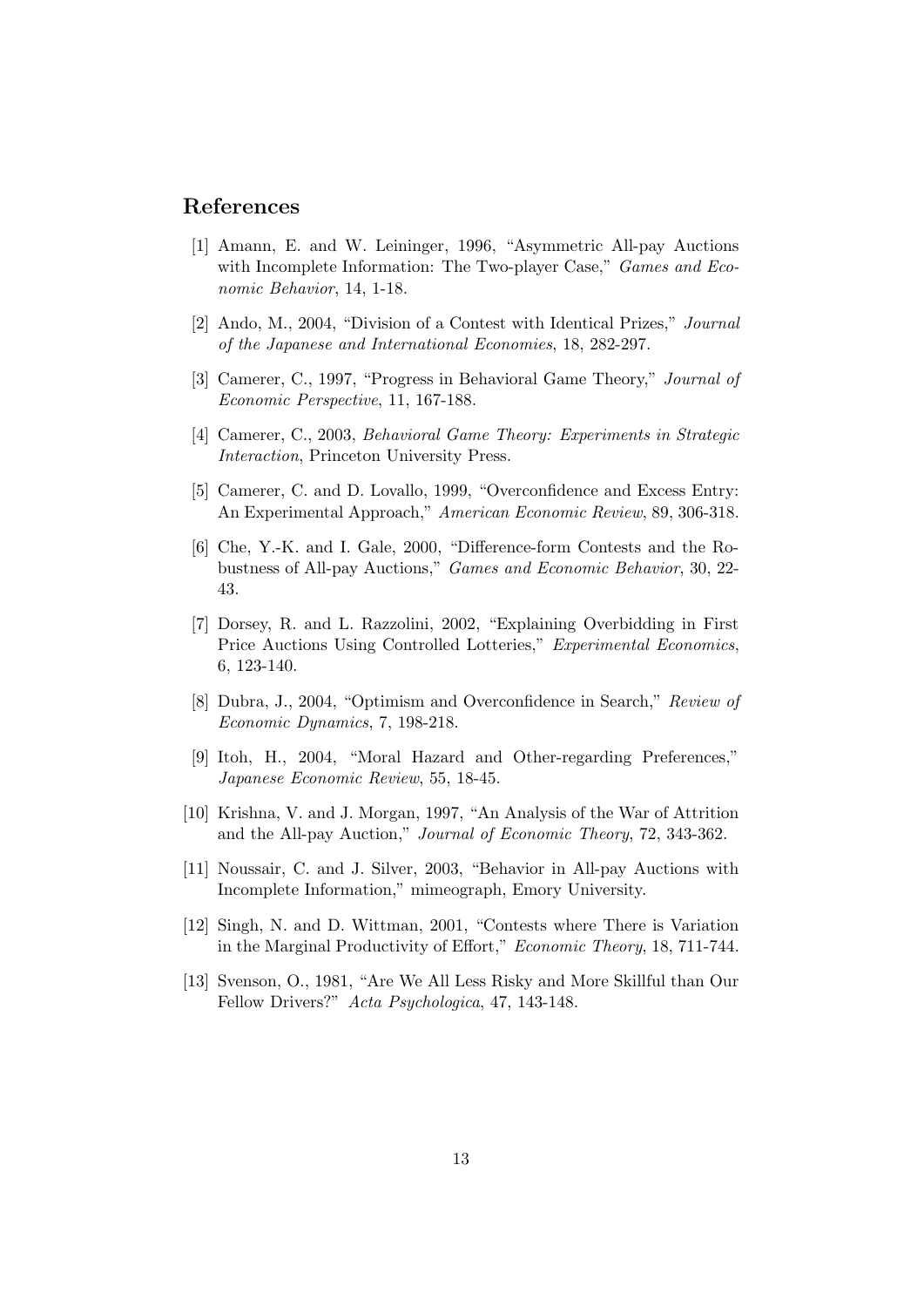## References

[1] Amann, E. and W. Leininger, 1996, "Asymmetric All-pay Auctions with Incomplete Information: The Two-player Case," *Games and Economic Behavior*, 14, 1-18.

[2] Ando, M., 2004, "Division of a Contest with Identical Prizes," *Journal of the Japanese and International Economies*, 18, 282-297.

[3] Camerer, C., 1997, "Progress in Behavioral Game Theory," *Journal of Economic Perspective*, 11, 167-188.

[4] Camerer, C., 2003, *Behavioral Game Theory: Experiments in Strategic Interaction*, Princeton University Press.

[5] Camerer, C. and D. Lovallo, 1999, "Overconfidence and Excess Entry: An Experimental Approach," *American Economic Review*, 89, 306-318.

[6] Che, Y.-K. and I. Gale, 2000, "Difference-form Contests and the Robustness of All-pay Auctions," *Games and Economic Behavior*, 30, 22-43.

[7] Dorsey, R. and L. Razzolini, 2002, "Explaining Overbidding in First Price Auctions Using Controlled Lotteries," *Experimental Economics*, 6, 123-140.

[8] Dubra, J., 2004, "Optimism and Overconfidence in Search," *Review of Economic Dynamics*, 7, 198-218.

[9] Itoh, H., 2004, "Moral Hazard and Other-regarding Preferences," *Japanese Economic Review*, 55, 18-45.

[10] Krishna, V. and J. Morgan, 1997, "An Analysis of the War of Attrition and the All-pay Auction," *Journal of Economic Theory*, 72, 343-362.

[11] Noussair, C. and J. Silver, 2003, "Behavior in All-pay Auctions with Incomplete Information," mimeograph, Emory University.

[12] Singh, N. and D. Wittman, 2001, "Contests where There is Variation in the Marginal Productivity of Effort," *Economic Theory*, 18, 711-744.

[13] Svenson, O., 1981, "Are We All Less Risky and More Skillful than Our Fellow Drivers?" *Acta Psychologica*, 47, 143-148.